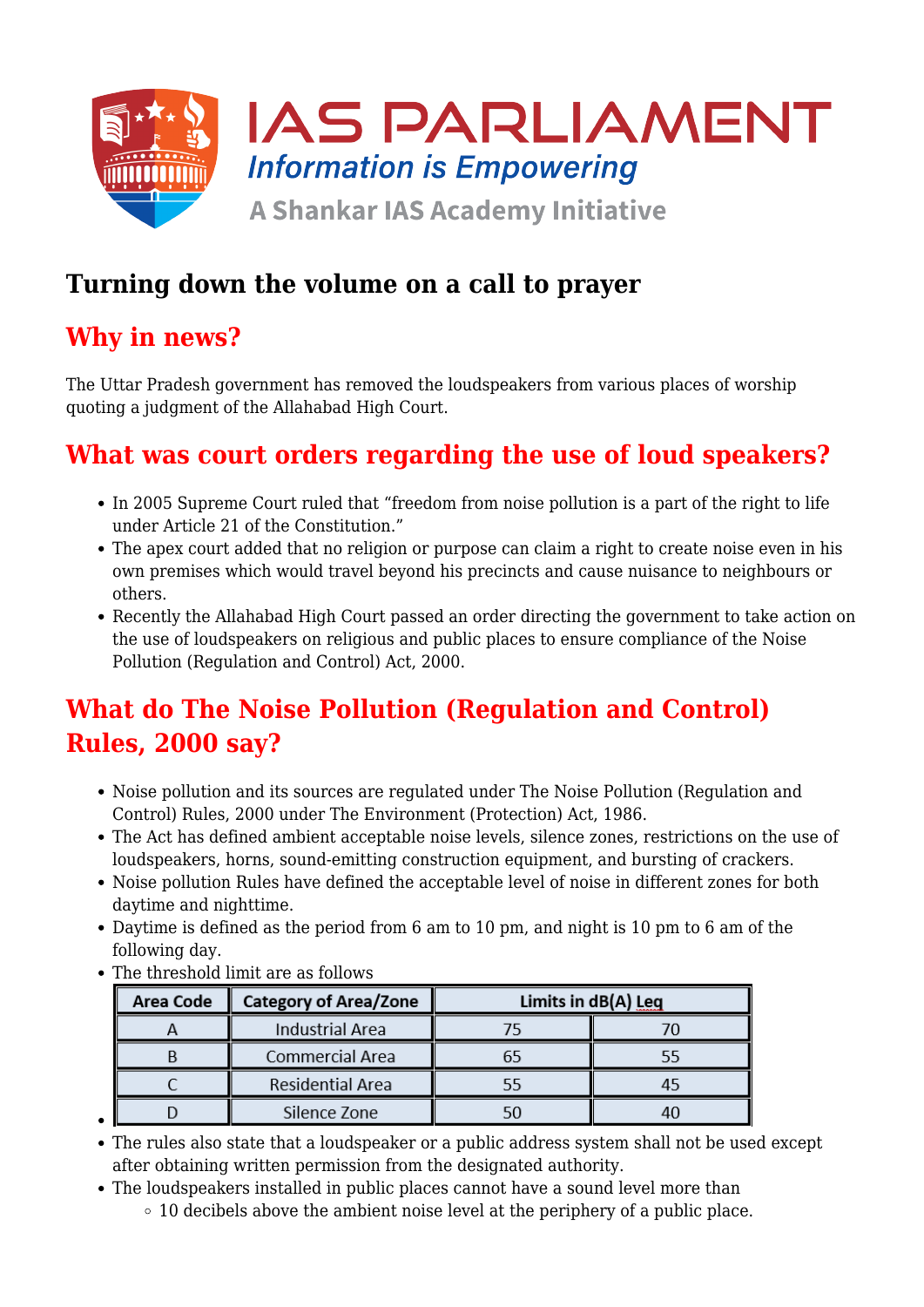# Turning down the volume on a call to prayer

## Why in news?

The Uttar Pradesh government has removed the loudspeakers from various places of worship quoting a judgment of the Allahabad High Court.

## What was court orders regarding the use of loud speakers?

- In 2005 Supreme Court ruled that "freedom from noise pollution is a part of the right to life under Article 21 of the Constitution."
- The apex court added that no religion or purpose can claim a right to create noise even in his own premises which would travel beyond his precincts and cause nuisance to neighbours or others.
- Recently the Allahabad High Court passed an order directing the government to take action on the use of loudspeakers on religious and public places to ensure compliance of the Noise Pollution (Regulation and Control) Act, 2000.

## What do The Noise Pollution (Regulation and Control) Rules, 2000 say?

- Noise pollution and its sources are regulated under The Noise Pollution (Regulation and Control) Rules, 2000 under The Environment (Protection) Act, 1986.
- The Act has defined ambient acceptable noise levels, silence zones, restrictions on the use of loudspeakers, horns, sound-emitting construction equipment, and bursting of crackers.
- Noise pollution Rules have defined the acceptable level of noise in different zones for both daytime and nighttime.
- Daytime is defined as the period from 6 am to 10 pm, and night is 10 pm to 6 am of the following day.
- The threshold limit are as follows

| Area Code | Category of Area/Zone | Limits in dB(A) Leq | |
|---|---|---|---|
| A | Industrial Area | 75 | 70 |
| B | Commercial Area | 65 | 55 |
| C | Residential Area | 55 | 45 |
| D | Silence Zone | 50 | 40 |

- The rules also state that a loudspeaker or a public address system shall not be used except after obtaining written permission from the designated authority.
- The loudspeakers installed in public places cannot have a sound level more than
    - 10 decibels above the ambient noise level at the periphery of a public place.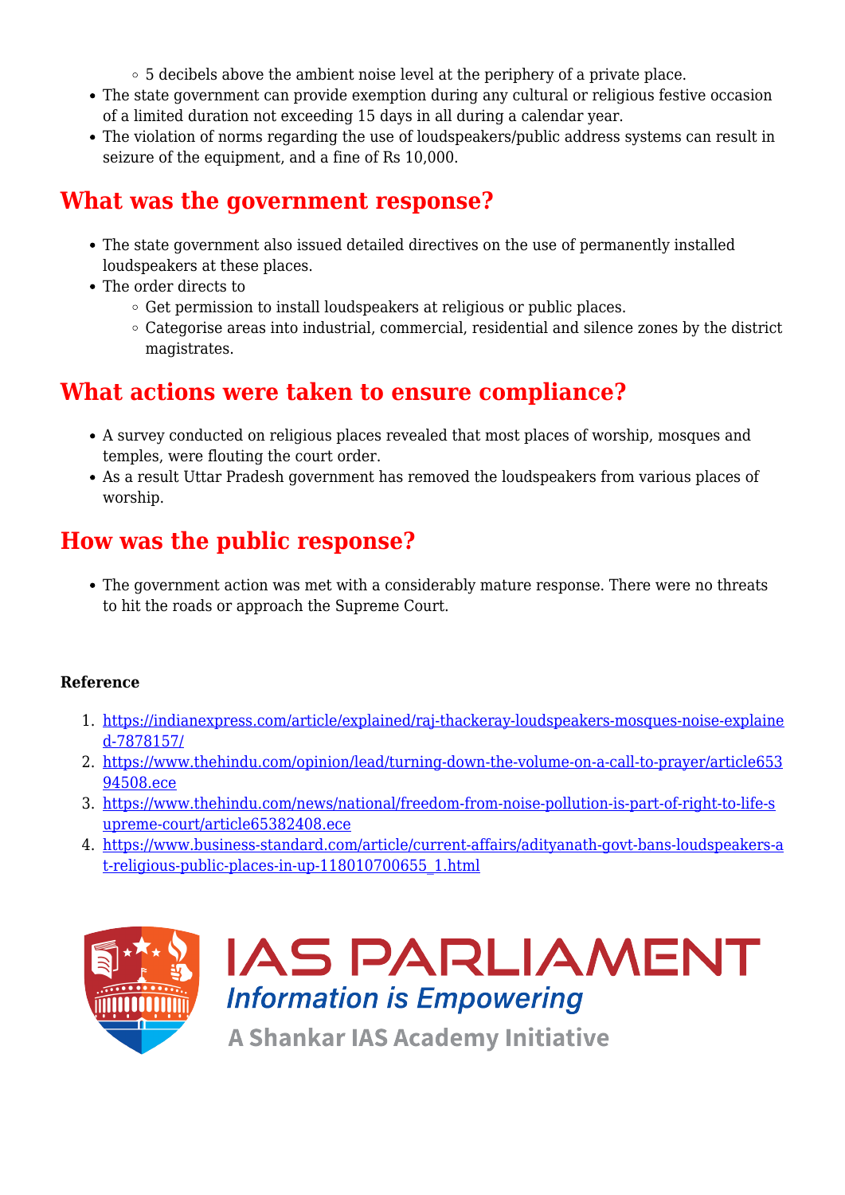- 5 decibels above the ambient noise level at the periphery of a private place.
- The state government can provide exemption during any cultural or religious festive occasion of a limited duration not exceeding 15 days in all during a calendar year.
- The violation of norms regarding the use of loudspeakers/public address systems can result in seizure of the equipment, and a fine of Rs 10,000.

## What was the government response?

- The state government also issued detailed directives on the use of permanently installed loudspeakers at these places.
- The order directs to
  - Get permission to install loudspeakers at religious or public places.
  - Categorise areas into industrial, commercial, residential and silence zones by the district magistrates.

## What actions were taken to ensure compliance?

- A survey conducted on religious places revealed that most places of worship, mosques and temples, were flouting the court order.
- As a result Uttar Pradesh government has removed the loudspeakers from various places of worship.

## How was the public response?

- The government action was met with a considerably mature response. There were no threats to hit the roads or approach the Supreme Court.

**Reference**

1. https://indianexpress.com/article/explained/raj-thackeray-loudspeakers-mosques-noise-explained-7878157/
2. https://www.thehindu.com/opinion/lead/turning-down-the-volume-on-a-call-to-prayer/article65394508.ece
3. https://www.thehindu.com/news/national/freedom-from-noise-pollution-is-part-of-right-to-life-supreme-court/article65382408.ece
4. https://www.business-standard.com/article/current-affairs/adityanath-govt-bans-loudspeakers-at-religious-public-places-in-up-118010700655_1.html